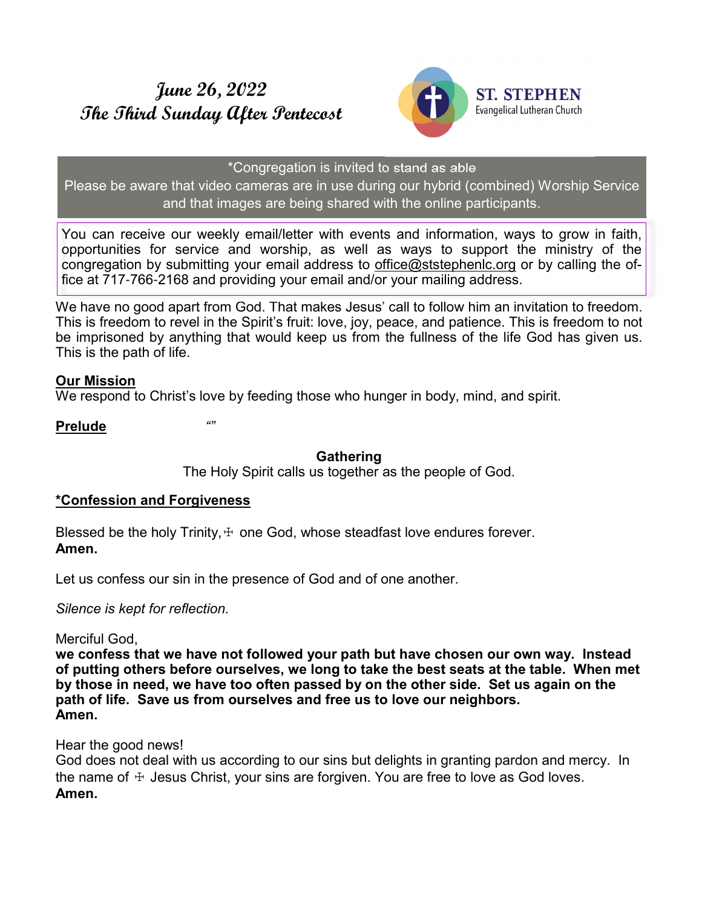# June 26, 2022
# The Third Sunday After Pentecost

**ST. STEPHEN**
Evangelical Lutheran Church

*Congregation is invited to stand as able
Please be aware that video cameras are in use during our hybrid (combined) Worship Service and that images are being shared with the online participants.

You can receive our weekly email/letter with events and information, ways to grow in faith, opportunities for service and worship, as well as ways to support the ministry of the congregation by submitting your email address to office@ststephenlc.org or by calling the office at 717-766-2168 and providing your email and/or your mailing address.

We have no good apart from God. That makes Jesus' call to follow him an invitation to freedom. This is freedom to revel in the Spirit's fruit: love, joy, peace, and patience. This is freedom to not be imprisoned by anything that would keep us from the fullness of the life God has given us. This is the path of life.

**Our Mission**
We respond to Christ's love by feeding those who hunger in body, mind, and spirit.

**Prelude** *""*

**Gathering**
The Holy Spirit calls us together as the people of God.

**\*Confession and Forgiveness**

Blessed be the holy Trinity, ☩ one God, whose steadfast love endures forever.
**Amen.**

Let us confess our sin in the presence of God and of one another.

*Silence is kept for reflection.*

Merciful God,
**we confess that we have not followed your path but have chosen our own way. Instead of putting others before ourselves, we long to take the best seats at the table. When met by those in need, we have too often passed by on the other side. Set us again on the path of life. Save us from ourselves and free us to love our neighbors.**
**Amen.**

Hear the good news!
God does not deal with us according to our sins but delights in granting pardon and mercy. In the name of ☩ Jesus Christ, your sins are forgiven. You are free to love as God loves.
**Amen.**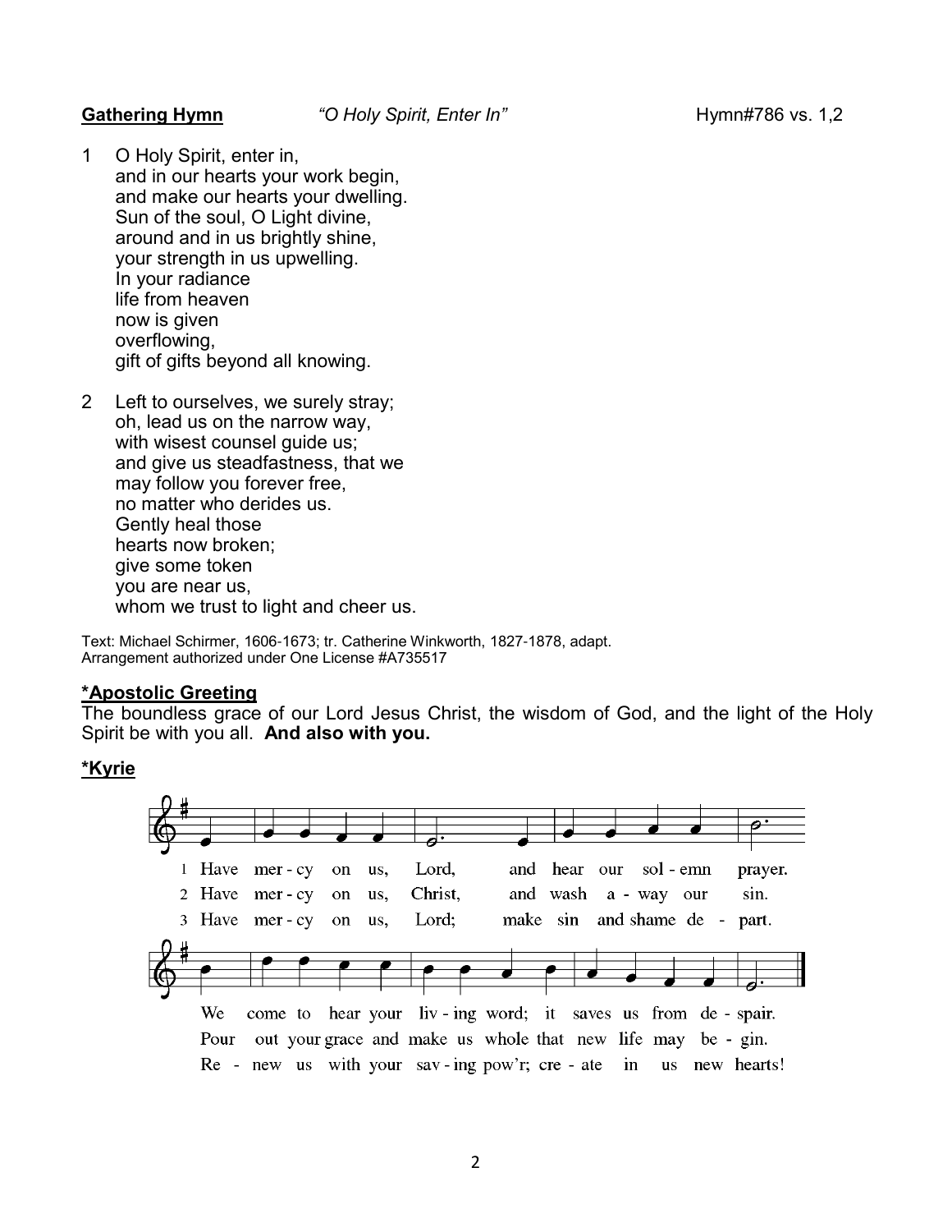**Gathering Hymn** *"O Holy Spirit, Enter In"* Hymn#786 vs. 1,2

1 O Holy Spirit, enter in,
and in our hearts your work begin,
and make our hearts your dwelling.
Sun of the soul, O Light divine,
around and in us brightly shine,
your strength in us upwelling.
In your radiance
life from heaven
now is given
overflowing,
gift of gifts beyond all knowing.

2 Left to ourselves, we surely stray;
oh, lead us on the narrow way,
with wisest counsel guide us;
and give us steadfastness, that we
may follow you forever free,
no matter who derides us.
Gently heal those
hearts now broken;
give some token
you are near us,
whom we trust to light and cheer us.

Text: Michael Schirmer, 1606-1673; tr. Catherine Winkworth, 1827-1878, adapt.
Arrangement authorized under One License #A735517

**\*Apostolic Greeting**

The boundless grace of our Lord Jesus Christ, the wisdom of God, and the light of the Holy Spirit be with you all. **And also with you.**

**\*Kyrie**

1 Have mer - cy on us, Lord, and hear our sol - emn prayer.
We come to hear your liv - ing word; it saves us from de - spair.

2 Have mer - cy on us, Christ, and wash a - way our sin.
Pour out your grace and make us whole that new life may be - gin.

3 Have mer - cy on us, Lord; make sin and shame de - part.
Re - new us with your sav - ing pow'r; cre - ate in us new hearts!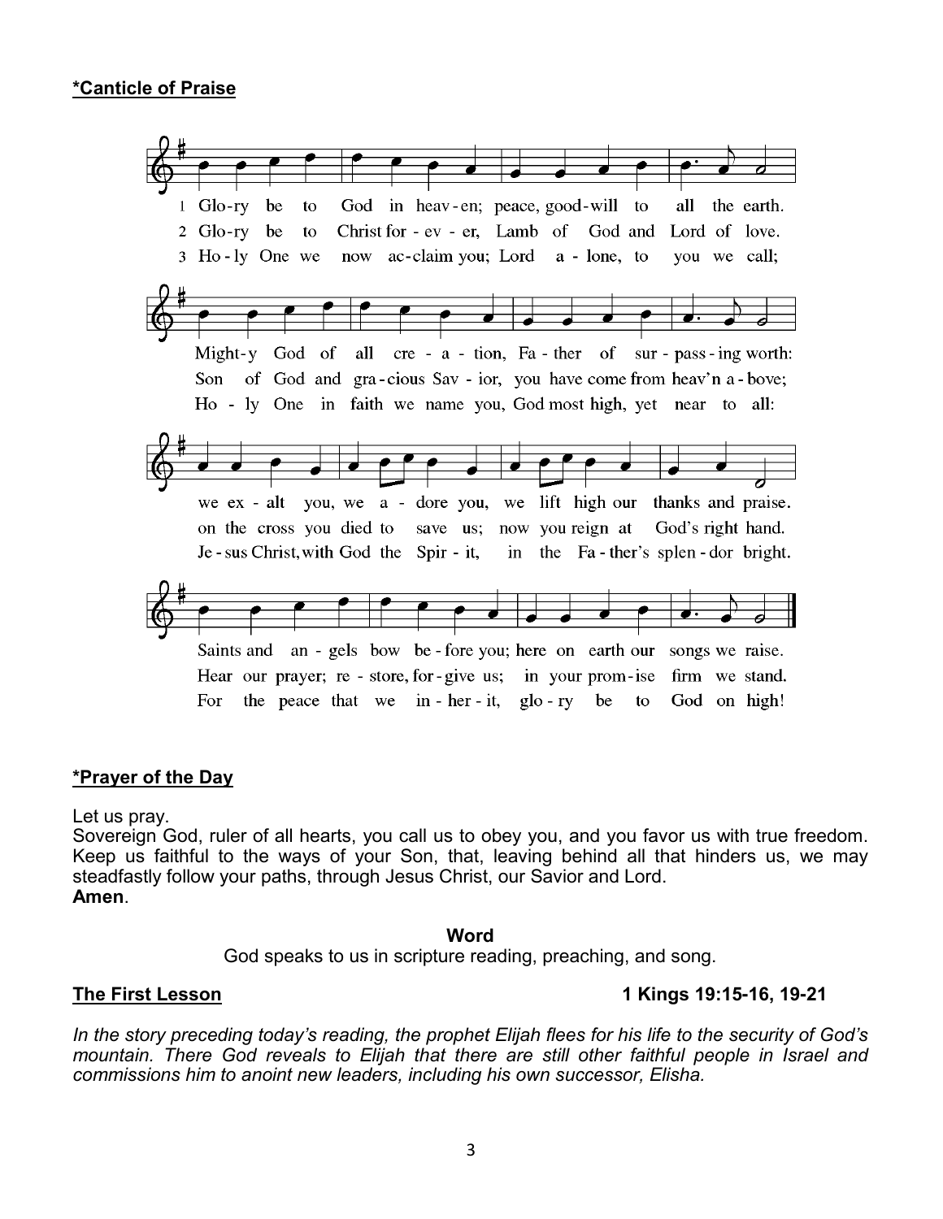**\*Canticle of Praise**

1 Glo-ry be to God in heav-en; peace, good-will to all the earth.
Might-y God of all cre-a-tion, Fa-ther of sur-pass-ing worth:
we ex-alt you, we a-dore you, we lift high our thanks and praise.
Saints and an-gels bow be-fore you; here on earth our songs we raise.

2 Glo-ry be to Christ for-ev-er, Lamb of God and Lord of love.
Son of God and gra-cious Sav-ior, you have come from heav'n a-bove;
on the cross you died to save us; now you reign at God's right hand.
Hear our prayer; re-store, for-give us; in your prom-ise firm we stand.

3 Ho-ly One we now ac-claim you; Lord a-lone, to you we call;
Ho-ly One in faith we name you, God most high, yet near to all:
Je-sus Christ, with God the Spir-it, in the Fa-ther's splen-dor bright.
For the peace that we in-her-it, glo-ry be to God on high!

**\*Prayer of the Day**

Let us pray.
Sovereign God, ruler of all hearts, you call us to obey you, and you favor us with true freedom. Keep us faithful to the ways of your Son, that, leaving behind all that hinders us, we may steadfastly follow your paths, through Jesus Christ, our Savior and Lord.
**Amen**.

**Word**

God speaks to us in scripture reading, preaching, and song.

**The First Lesson** **1 Kings 19:15-16, 19-21**

*In the story preceding today's reading, the prophet Elijah flees for his life to the security of God's mountain. There God reveals to Elijah that there are still other faithful people in Israel and commissions him to anoint new leaders, including his own successor, Elisha.*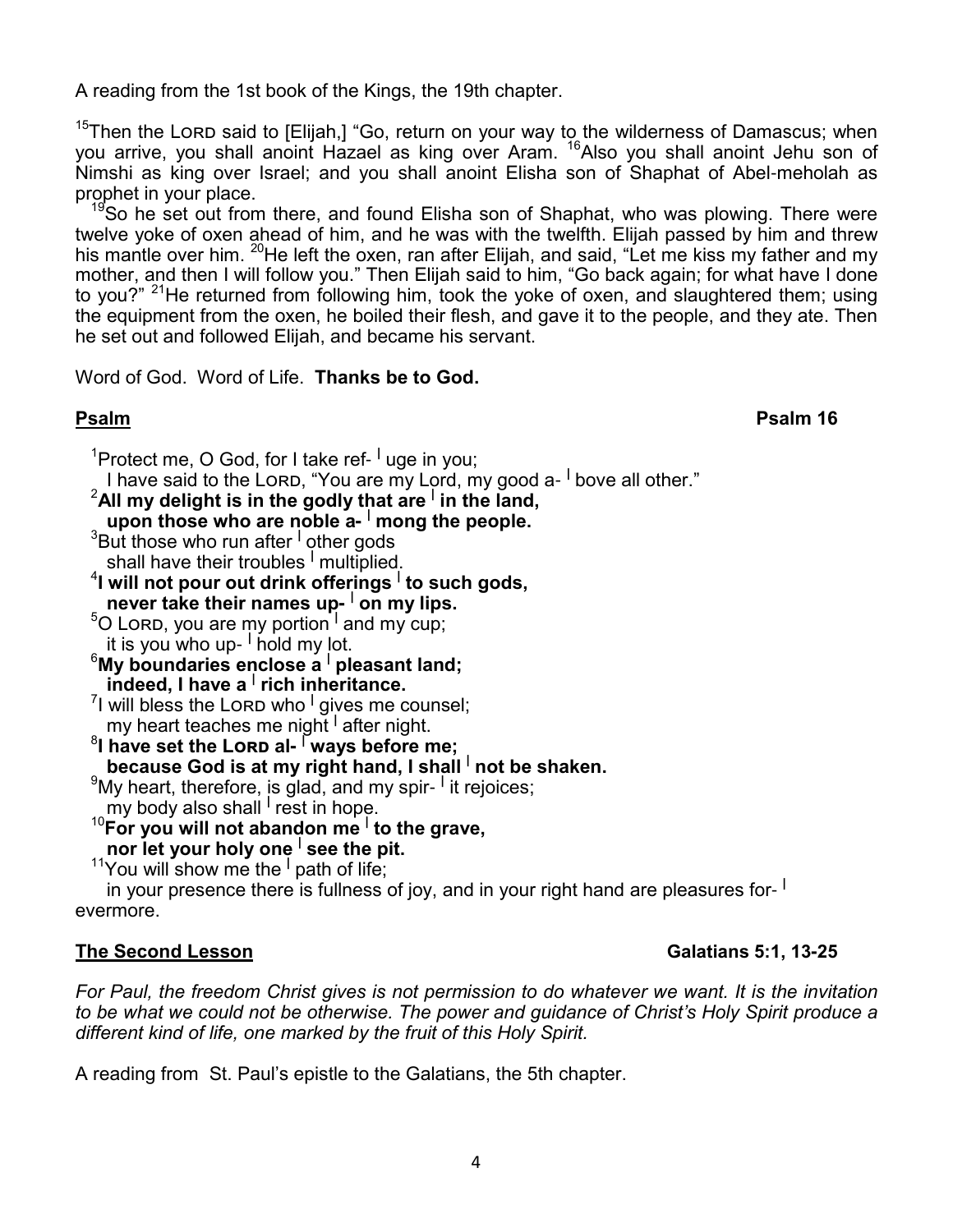A reading from the 1st book of the Kings, the 19th chapter.

[15]Then the LORD said to [Elijah,] "Go, return on your way to the wilderness of Damascus; when you arrive, you shall anoint Hazael as king over Aram. [16]Also you shall anoint Jehu son of Nimshi as king over Israel; and you shall anoint Elisha son of Shaphat of Abel-meholah as prophet in your place.

[19]So he set out from there, and found Elisha son of Shaphat, who was plowing. There were twelve yoke of oxen ahead of him, and he was with the twelfth. Elijah passed by him and threw his mantle over him. [20]He left the oxen, ran after Elijah, and said, "Let me kiss my father and my mother, and then I will follow you." Then Elijah said to him, "Go back again; for what have I done to you?" [21]He returned from following him, took the yoke of oxen, and slaughtered them; using the equipment from the oxen, he boiled their flesh, and gave it to the people, and they ate. Then he set out and followed Elijah, and became his servant.

Word of God. Word of Life. **Thanks be to God.**

**Psalm** **Psalm 16**

[1]Protect me, O God, for I take ref- | uge in you;
I have said to the LORD, "You are my Lord, my good a- | bove all other."
[2]**All my delight is in the godly that are | in the land,**
**upon those who are noble a- | mong the people.**
[3]But those who run after | other gods
shall have their troubles | multiplied.
[4]**I will not pour out drink offerings | to such gods,**
**never take their names up- | on my lips.**
[5]O LORD, you are my portion | and my cup;
it is you who up- | hold my lot.
[6]**My boundaries enclose a | pleasant land;**
**indeed, I have a | rich inheritance.**
[7]I will bless the LORD who | gives me counsel;
my heart teaches me night | after night.
[8]**I have set the LORD al- | ways before me;**
**because God is at my right hand, I shall | not be shaken.**
[9]My heart, therefore, is glad, and my spir- | it rejoices;
my body also shall | rest in hope.
[10]**For you will not abandon me | to the grave,**
**nor let your holy one | see the pit.**
[11]You will show me the | path of life;
in your presence there is fullness of joy, and in your right hand are pleasures for- | evermore.

**The Second Lesson** **Galatians 5:1, 13-25**

*For Paul, the freedom Christ gives is not permission to do whatever we want. It is the invitation to be what we could not be otherwise. The power and guidance of Christ's Holy Spirit produce a different kind of life, one marked by the fruit of this Holy Spirit.*

A reading from St. Paul's epistle to the Galatians, the 5th chapter.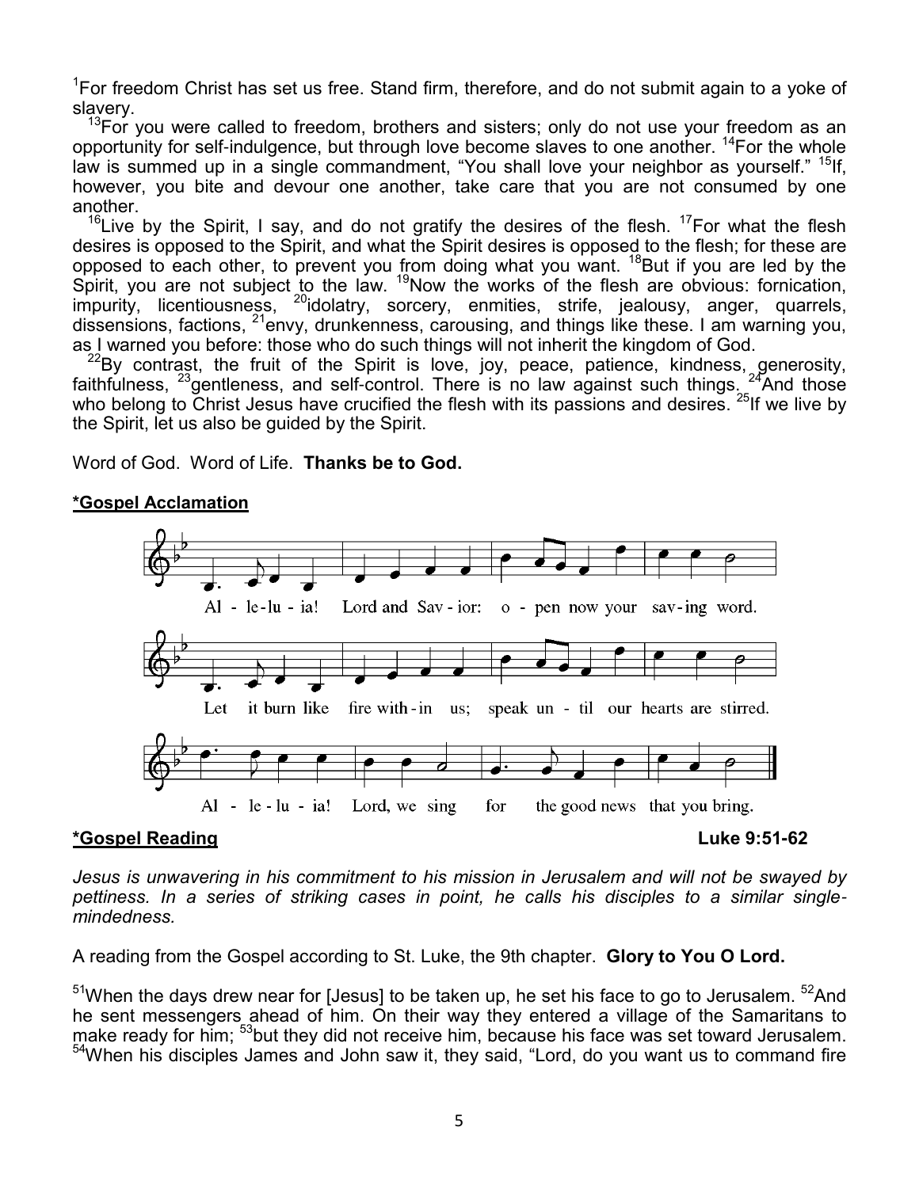[1]For freedom Christ has set us free. Stand firm, therefore, and do not submit again to a yoke of slavery.

[13]For you were called to freedom, brothers and sisters; only do not use your freedom as an opportunity for self-indulgence, but through love become slaves to one another. [14]For the whole law is summed up in a single commandment, "You shall love your neighbor as yourself." [15]If, however, you bite and devour one another, take care that you are not consumed by one another.

[16]Live by the Spirit, I say, and do not gratify the desires of the flesh. [17]For what the flesh desires is opposed to the Spirit, and what the Spirit desires is opposed to the flesh; for these are opposed to each other, to prevent you from doing what you want. [18]But if you are led by the Spirit, you are not subject to the law. [19]Now the works of the flesh are obvious: fornication, impurity, licentiousness, [20]idolatry, sorcery, enmities, strife, jealousy, anger, quarrels, dissensions, factions, [21]envy, drunkenness, carousing, and things like these. I am warning you, as I warned you before: those who do such things will not inherit the kingdom of God.

[22]By contrast, the fruit of the Spirit is love, joy, peace, patience, kindness, generosity, faithfulness, [23]gentleness, and self-control. There is no law against such things. [24]And those who belong to Christ Jesus have crucified the flesh with its passions and desires. [25]If we live by the Spirit, let us also be guided by the Spirit.

Word of God. Word of Life. **Thanks be to God.**

**\*Gospel Acclamation**

Al - le-lu - ia! Lord and Sav - ior: o - pen now your sav-ing word.
Let it burn like fire with - in us; speak un - til our hearts are stirred.
Al - le - lu - ia! Lord, we sing for the good news that you bring.

**\*Gospel Reading** **Luke 9:51-62**

*Jesus is unwavering in his commitment to his mission in Jerusalem and will not be swayed by pettiness. In a series of striking cases in point, he calls his disciples to a similar single-mindedness.*

A reading from the Gospel according to St. Luke, the 9th chapter. **Glory to You O Lord.**

[51]When the days drew near for [Jesus] to be taken up, he set his face to go to Jerusalem. [52]And he sent messengers ahead of him. On their way they entered a village of the Samaritans to make ready for him; [53]but they did not receive him, because his face was set toward Jerusalem. [54]When his disciples James and John saw it, they said, "Lord, do you want us to command fire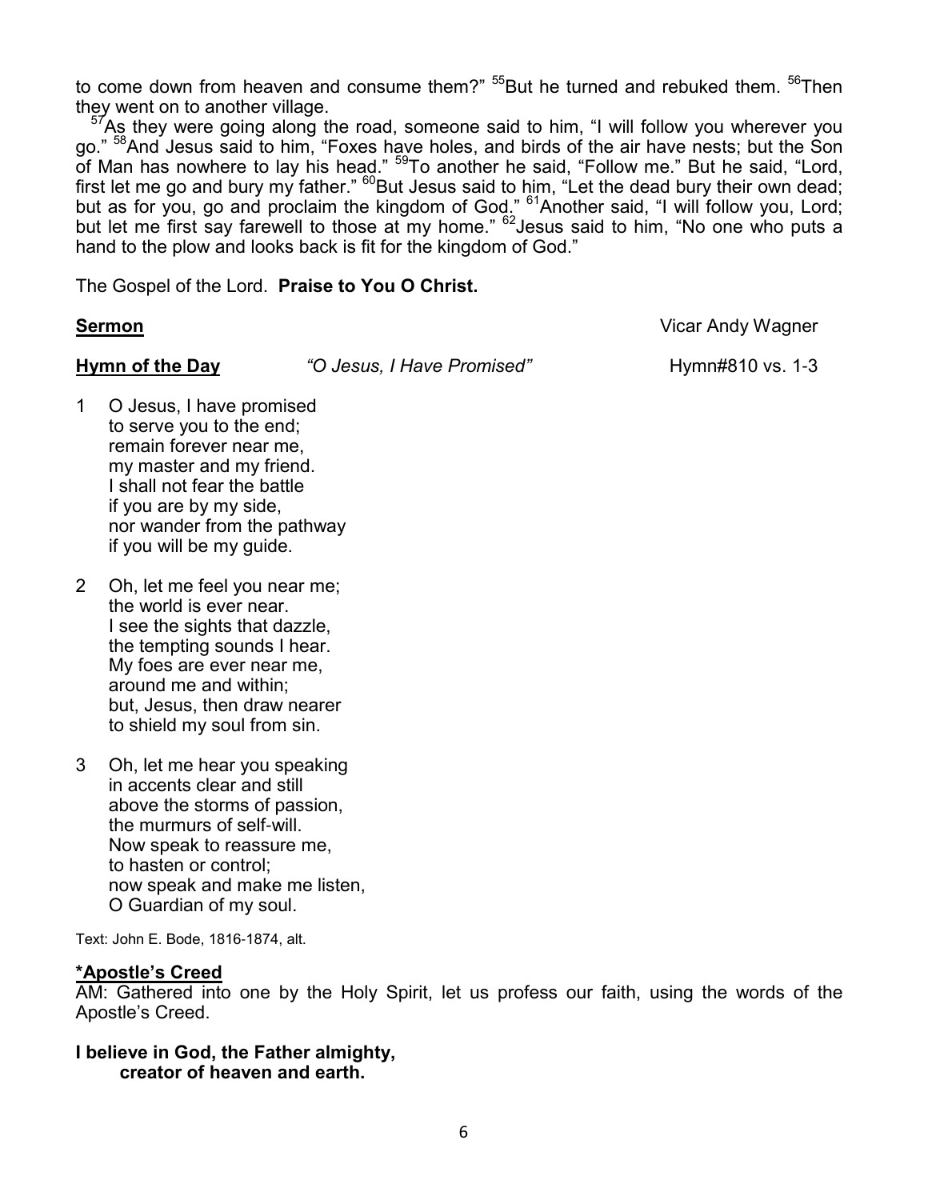to come down from heaven and consume them?" [55]But he turned and rebuked them. [56]Then they went on to another village.

[57]As they were going along the road, someone said to him, "I will follow you wherever you go." [58]And Jesus said to him, "Foxes have holes, and birds of the air have nests; but the Son of Man has nowhere to lay his head." [59]To another he said, "Follow me." But he said, "Lord, first let me go and bury my father." [60]But Jesus said to him, "Let the dead bury their own dead; but as for you, go and proclaim the kingdom of God." [61]Another said, "I will follow you, Lord; but let me first say farewell to those at my home." [62]Jesus said to him, "No one who puts a hand to the plow and looks back is fit for the kingdom of God."

The Gospel of the Lord. **Praise to You O Christ.**

**Sermon** Vicar Andy Wagner

**Hymn of the Day** *"O Jesus, I Have Promised"* Hymn#810 vs. 1-3

1 O Jesus, I have promised
to serve you to the end;
remain forever near me,
my master and my friend.
I shall not fear the battle
if you are by my side,
nor wander from the pathway
if you will be my guide.

2 Oh, let me feel you near me;
the world is ever near.
I see the sights that dazzle,
the tempting sounds I hear.
My foes are ever near me,
around me and within;
but, Jesus, then draw nearer
to shield my soul from sin.

3 Oh, let me hear you speaking
in accents clear and still
above the storms of passion,
the murmurs of self-will.
Now speak to reassure me,
to hasten or control;
now speak and make me listen,
O Guardian of my soul.

Text: John E. Bode, 1816-1874, alt.

**\*Apostle's Creed**

AM: Gathered into one by the Holy Spirit, let us profess our faith, using the words of the Apostle's Creed.

**I believe in God, the Father almighty,**
**creator of heaven and earth.**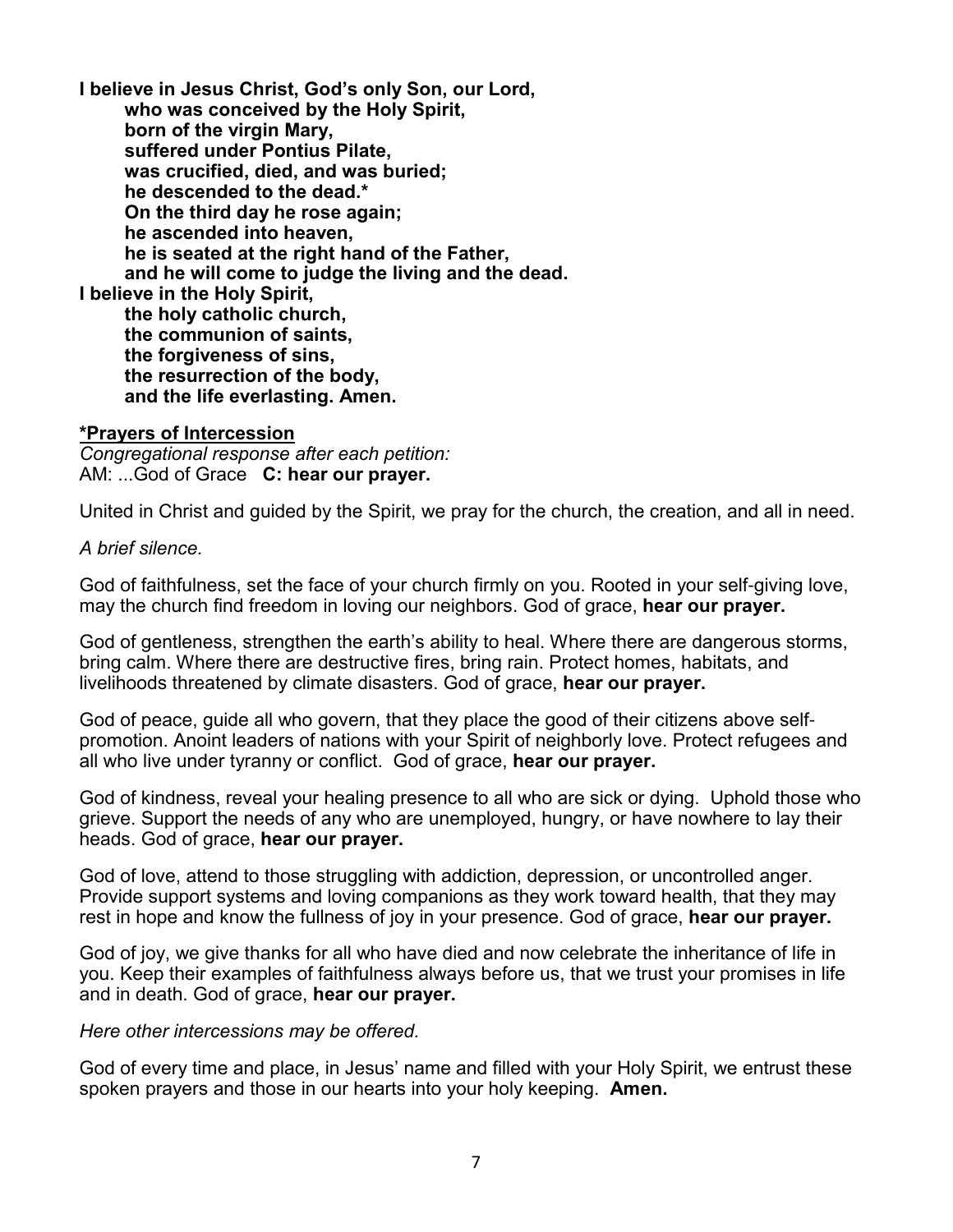**I believe in Jesus Christ, God's only Son, our Lord,**
**who was conceived by the Holy Spirit,**
**born of the virgin Mary,**
**suffered under Pontius Pilate,**
**was crucified, died, and was buried;**
**he descended to the dead.***
**On the third day he rose again;**
**he ascended into heaven,**
**he is seated at the right hand of the Father,**
**and he will come to judge the living and the dead.**
**I believe in the Holy Spirit,**
**the holy catholic church,**
**the communion of saints,**
**the forgiveness of sins,**
**the resurrection of the body,**
**and the life everlasting. Amen.**

**\*Prayers of Intercession**

*Congregational response after each petition:*
AM: ...God of Grace **C: hear our prayer.**

United in Christ and guided by the Spirit, we pray for the church, the creation, and all in need.

*A brief silence.*

God of faithfulness, set the face of your church firmly on you. Rooted in your self-giving love, may the church find freedom in loving our neighbors. God of grace, **hear our prayer.**

God of gentleness, strengthen the earth's ability to heal. Where there are dangerous storms, bring calm. Where there are destructive fires, bring rain. Protect homes, habitats, and livelihoods threatened by climate disasters. God of grace, **hear our prayer.**

God of peace, guide all who govern, that they place the good of their citizens above self-promotion. Anoint leaders of nations with your Spirit of neighborly love. Protect refugees and all who live under tyranny or conflict. God of grace, **hear our prayer.**

God of kindness, reveal your healing presence to all who are sick or dying. Uphold those who grieve. Support the needs of any who are unemployed, hungry, or have nowhere to lay their heads. God of grace, **hear our prayer.**

God of love, attend to those struggling with addiction, depression, or uncontrolled anger. Provide support systems and loving companions as they work toward health, that they may rest in hope and know the fullness of joy in your presence. God of grace, **hear our prayer.**

God of joy, we give thanks for all who have died and now celebrate the inheritance of life in you. Keep their examples of faithfulness always before us, that we trust your promises in life and in death. God of grace, **hear our prayer.**

*Here other intercessions may be offered.*

God of every time and place, in Jesus' name and filled with your Holy Spirit, we entrust these spoken prayers and those in our hearts into your holy keeping. **Amen.**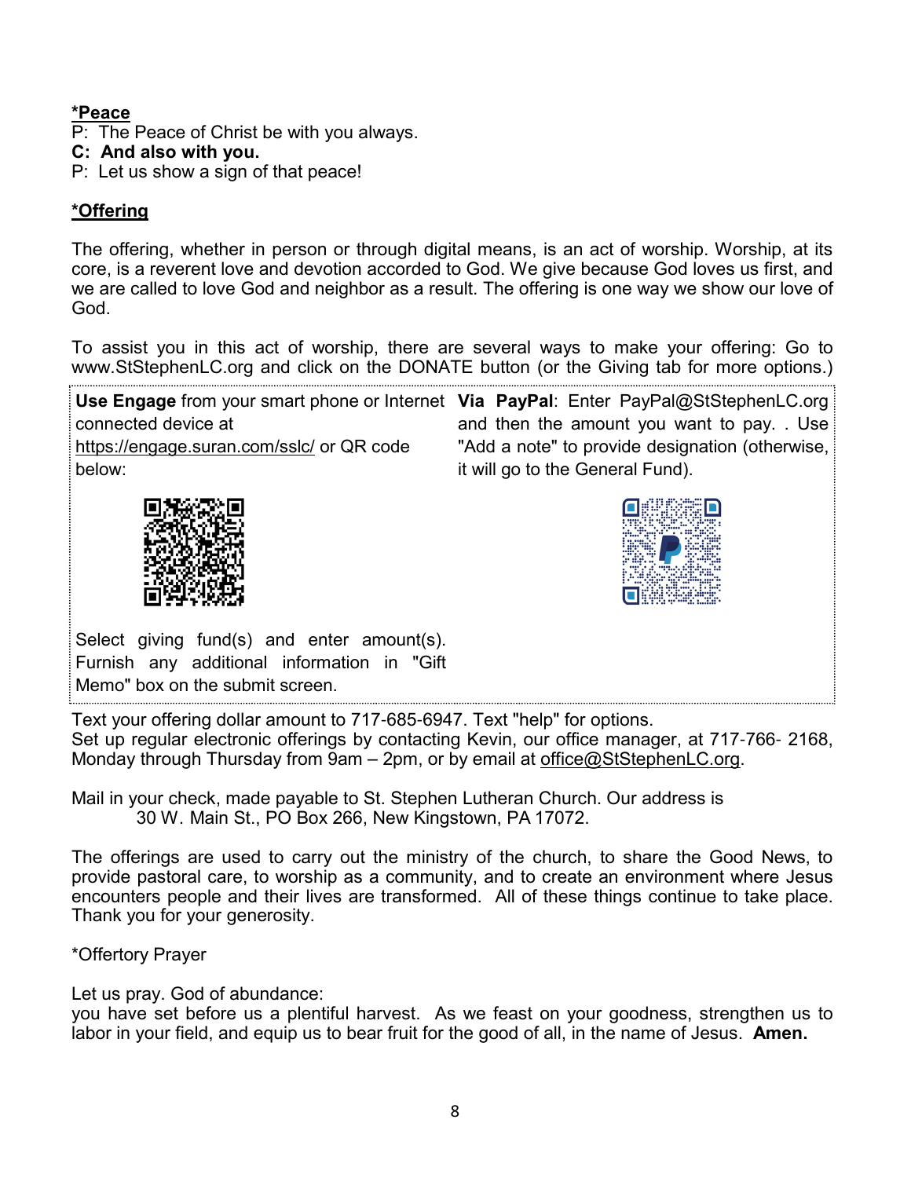**<u>*Peace</u>**

P: The Peace of Christ be with you always.
**C: And also with you.**
P: Let us show a sign of that peace!

**<u>*Offering</u>**

The offering, whether in person or through digital means, is an act of worship. Worship, at its core, is a reverent love and devotion accorded to God. We give because God loves us first, and we are called to love God and neighbor as a result. The offering is one way we show our love of God.

To assist you in this act of worship, there are several ways to make your offering: Go to www.StStephenLC.org and click on the DONATE button (or the Giving tab for more options.)

**Use Engage** from your smart phone or Internet connected device at https://engage.suran.com/sslc/ or QR code below:

Select giving fund(s) and enter amount(s). Furnish any additional information in "Gift Memo" box on the submit screen.

**Via PayPal**: Enter PayPal@StStephenLC.org and then the amount you want to pay. . Use "Add a note" to provide designation (otherwise, it will go to the General Fund).

Text your offering dollar amount to 717-685-6947. Text "help" for options.
Set up regular electronic offerings by contacting Kevin, our office manager, at 717-766- 2168, Monday through Thursday from 9am – 2pm, or by email at office@StStephenLC.org.

Mail in your check, made payable to St. Stephen Lutheran Church. Our address is
30 W. Main St., PO Box 266, New Kingstown, PA 17072.

The offerings are used to carry out the ministry of the church, to share the Good News, to provide pastoral care, to worship as a community, and to create an environment where Jesus encounters people and their lives are transformed. All of these things continue to take place. Thank you for your generosity.

*Offertory Prayer

Let us pray. God of abundance:
you have set before us a plentiful harvest. As we feast on your goodness, strengthen us to labor in your field, and equip us to bear fruit for the good of all, in the name of Jesus. **Amen.**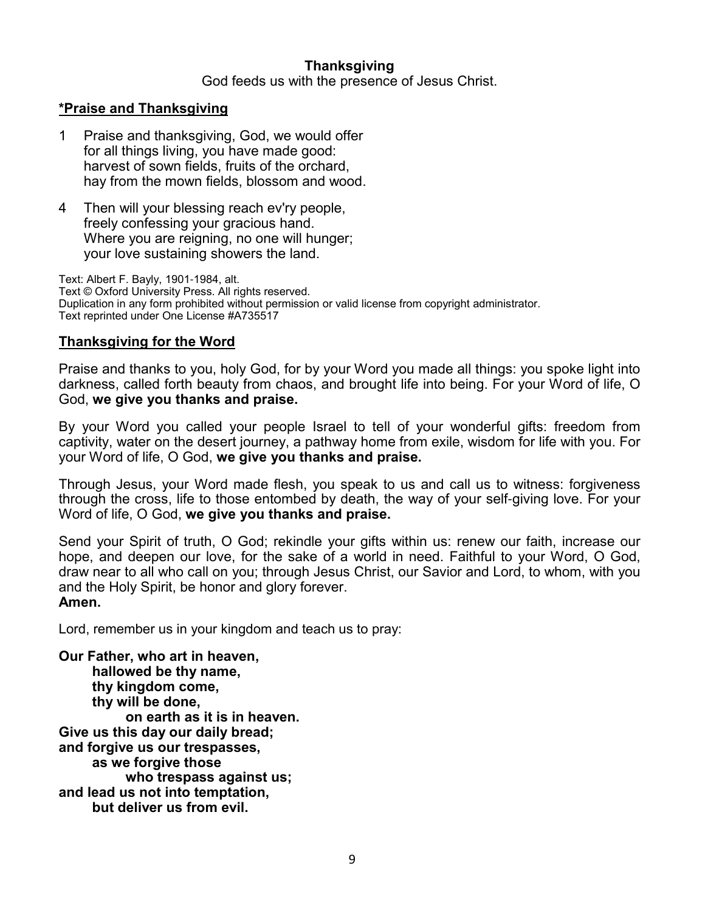## Thanksgiving

God feeds us with the presence of Jesus Christ.

### *Praise and Thanksgiving*

1 Praise and thanksgiving, God, we would offer
for all things living, you have made good:
harvest of sown fields, fruits of the orchard,
hay from the mown fields, blossom and wood.

4 Then will your blessing reach ev'ry people,
freely confessing your gracious hand.
Where you are reigning, no one will hunger;
your love sustaining showers the land.

Text: Albert F. Bayly, 1901-1984, alt.
Text © Oxford University Press. All rights reserved.
Duplication in any form prohibited without permission or valid license from copyright administrator.
Text reprinted under One License #A735517

### Thanksgiving for the Word

Praise and thanks to you, holy God, for by your Word you made all things: you spoke light into darkness, called forth beauty from chaos, and brought life into being. For your Word of life, O God, **we give you thanks and praise.**

By your Word you called your people Israel to tell of your wonderful gifts: freedom from captivity, water on the desert journey, a pathway home from exile, wisdom for life with you. For your Word of life, O God, **we give you thanks and praise.**

Through Jesus, your Word made flesh, you speak to us and call us to witness: forgiveness through the cross, life to those entombed by death, the way of your self-giving love. For your Word of life, O God, **we give you thanks and praise.**

Send your Spirit of truth, O God; rekindle your gifts within us: renew our faith, increase our hope, and deepen our love, for the sake of a world in need. Faithful to your Word, O God, draw near to all who call on you; through Jesus Christ, our Savior and Lord, to whom, with you and the Holy Spirit, be honor and glory forever.
**Amen.**

Lord, remember us in your kingdom and teach us to pray:

**Our Father, who art in heaven,**
**hallowed be thy name,**
**thy kingdom come,**
**thy will be done,**
**on earth as it is in heaven.**
**Give us this day our daily bread;**
**and forgive us our trespasses,**
**as we forgive those**
**who trespass against us;**
**and lead us not into temptation,**
**but deliver us from evil.**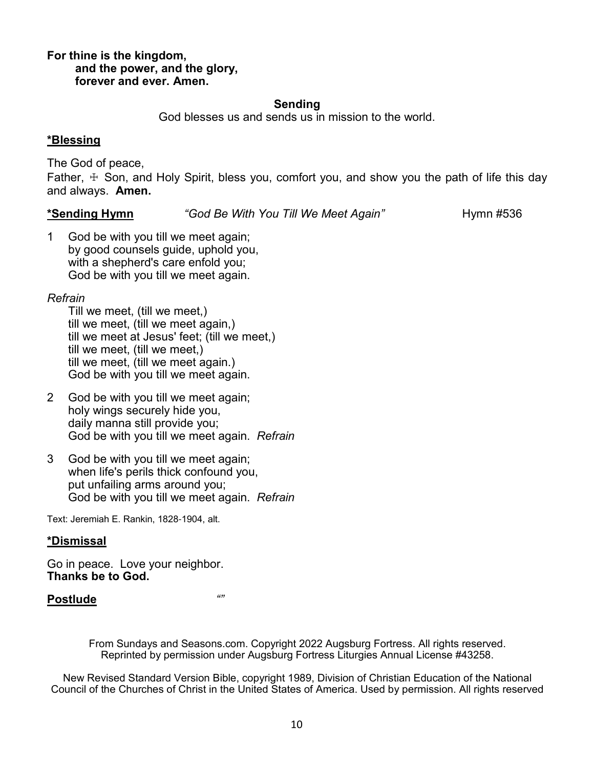**For thine is the kingdom,**
**and the power, and the glory,**
**forever and ever. Amen.**

## Sending

God blesses us and sends us in mission to the world.

### *Blessing

The God of peace,
Father, ☩ Son, and Holy Spirit, bless you, comfort you, and show you the path of life this day and always. **Amen.**

### *Sending Hymn *"God Be With You Till We Meet Again"* Hymn #536

1 God be with you till we meet again;
by good counsels guide, uphold you,
with a shepherd's care enfold you;
God be with you till we meet again.

*Refrain*
Till we meet, (till we meet,)
till we meet, (till we meet again,)
till we meet at Jesus' feet; (till we meet,)
till we meet, (till we meet,)
till we meet, (till we meet again.)
God be with you till we meet again.

2 God be with you till we meet again;
holy wings securely hide you,
daily manna still provide you;
God be with you till we meet again. *Refrain*

3 God be with you till we meet again;
when life's perils thick confound you,
put unfailing arms around you;
God be with you till we meet again. *Refrain*

Text: Jeremiah E. Rankin, 1828-1904, alt.

### *Dismissal

Go in peace. Love your neighbor.
**Thanks be to God.**

### Postlude *“”*

From Sundays and Seasons.com. Copyright 2022 Augsburg Fortress. All rights reserved. Reprinted by permission under Augsburg Fortress Liturgies Annual License #43258.

New Revised Standard Version Bible, copyright 1989, Division of Christian Education of the National Council of the Churches of Christ in the United States of America. Used by permission. All rights reserved